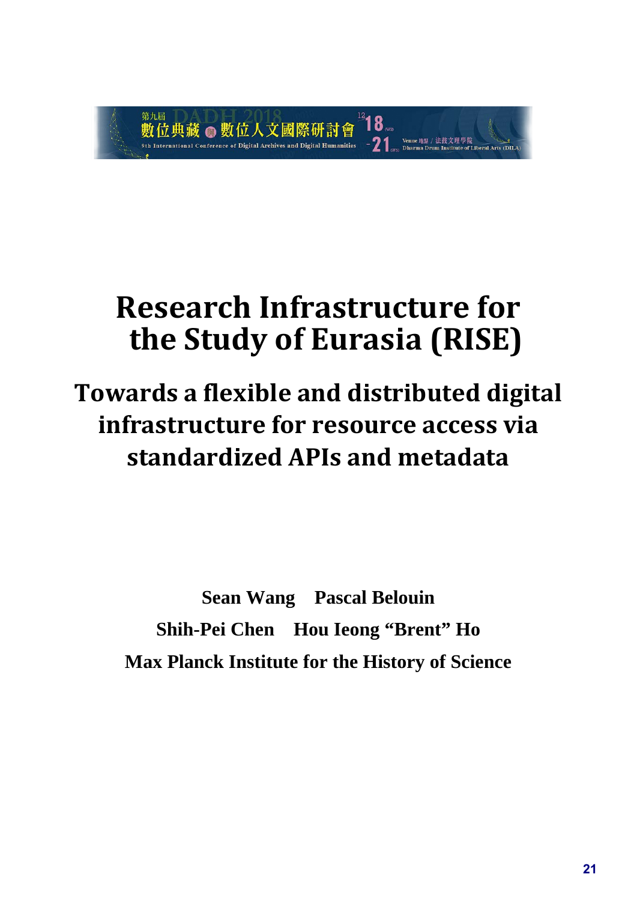# Research Infrastructure for the Study of Eurasia (RISE)

## Towards a flexible and distributed digital infrastructure for resource access via standardized APIs and metadata

**Sean Wang　Pascal Belouin**

**Shih-Pei Chen　Hou Ieong "Brent" Ho**

**Max Planck Institute for the History of Science**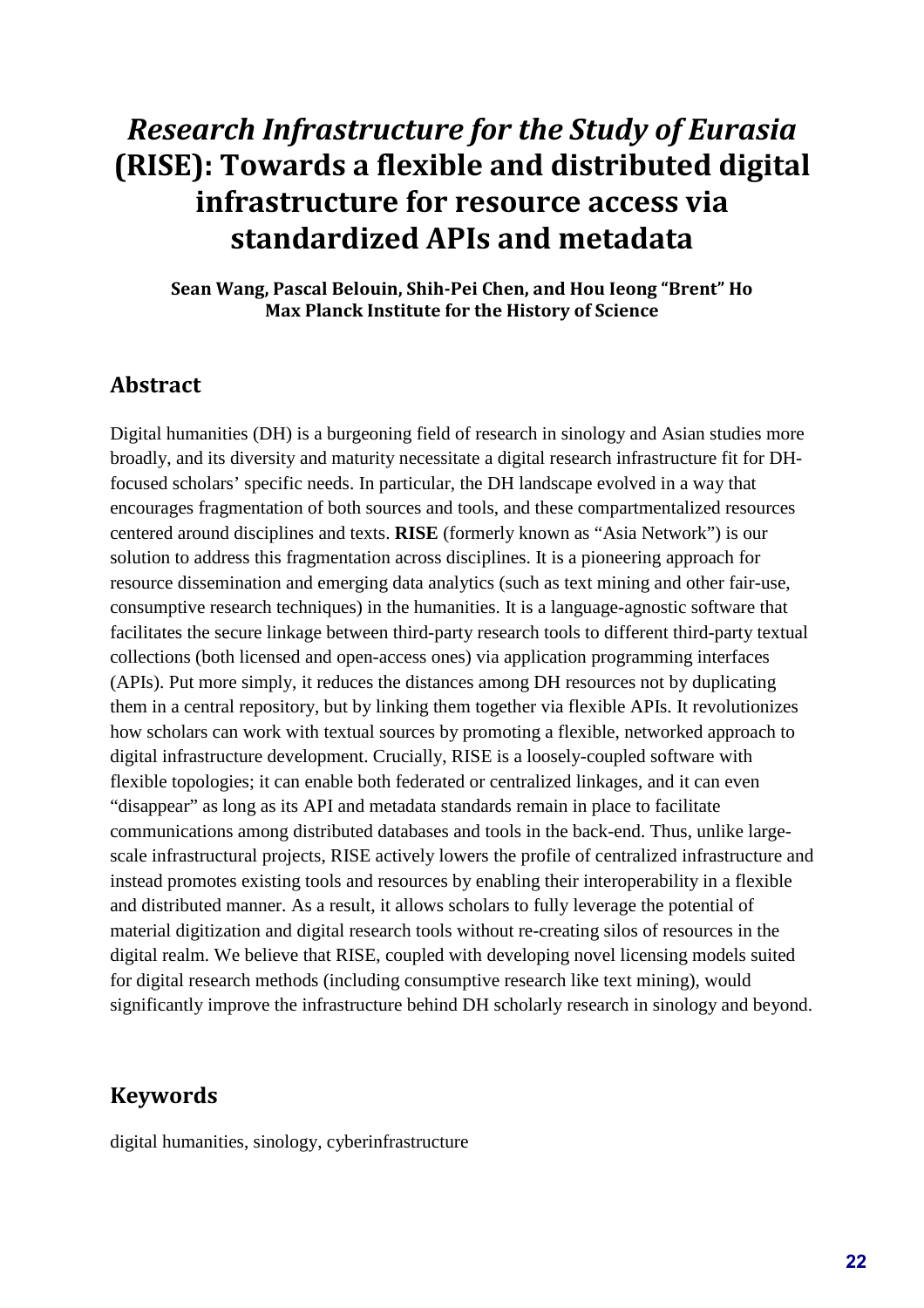# *Research Infrastructure for the Study of Eurasia* (RISE): Towards a flexible and distributed digital infrastructure for resource access via standardized APIs and metadata

**Sean Wang, Pascal Belouin, Shih-Pei Chen, and Hou Ieong "Brent" Ho**
**Max Planck Institute for the History of Science**

## Abstract

Digital humanities (DH) is a burgeoning field of research in sinology and Asian studies more broadly, and its diversity and maturity necessitate a digital research infrastructure fit for DH-focused scholars' specific needs. In particular, the DH landscape evolved in a way that encourages fragmentation of both sources and tools, and these compartmentalized resources centered around disciplines and texts. **RISE** (formerly known as "Asia Network") is our solution to address this fragmentation across disciplines. It is a pioneering approach for resource dissemination and emerging data analytics (such as text mining and other fair-use, consumptive research techniques) in the humanities. It is a language-agnostic software that facilitates the secure linkage between third-party research tools to different third-party textual collections (both licensed and open-access ones) via application programming interfaces (APIs). Put more simply, it reduces the distances among DH resources not by duplicating them in a central repository, but by linking them together via flexible APIs. It revolutionizes how scholars can work with textual sources by promoting a flexible, networked approach to digital infrastructure development. Crucially, RISE is a loosely-coupled software with flexible topologies; it can enable both federated or centralized linkages, and it can even "disappear" as long as its API and metadata standards remain in place to facilitate communications among distributed databases and tools in the back-end. Thus, unlike large-scale infrastructural projects, RISE actively lowers the profile of centralized infrastructure and instead promotes existing tools and resources by enabling their interoperability in a flexible and distributed manner. As a result, it allows scholars to fully leverage the potential of material digitization and digital research tools without re-creating silos of resources in the digital realm. We believe that RISE, coupled with developing novel licensing models suited for digital research methods (including consumptive research like text mining), would significantly improve the infrastructure behind DH scholarly research in sinology and beyond.

## Keywords

digital humanities, sinology, cyberinfrastructure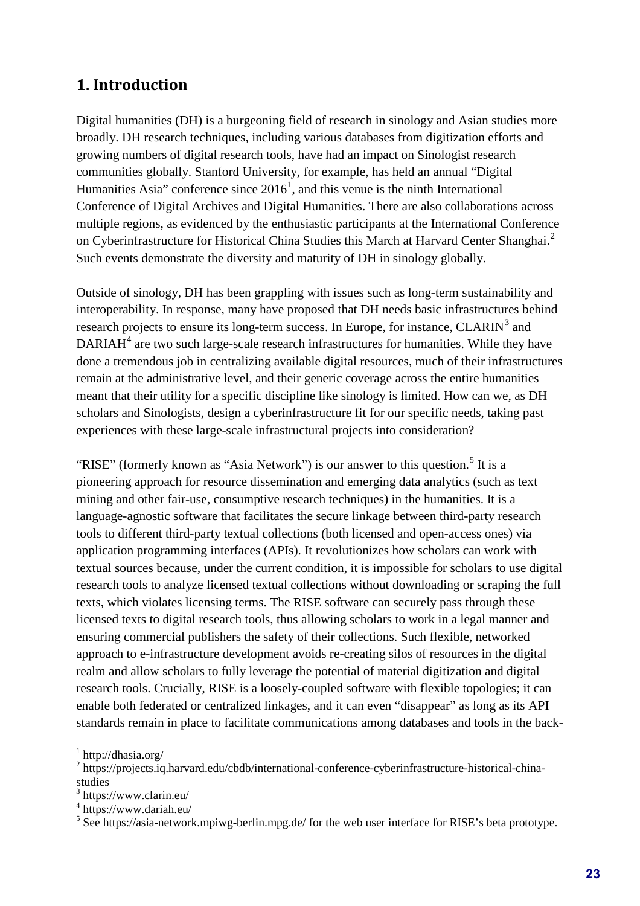## 1. Introduction

Digital humanities (DH) is a burgeoning field of research in sinology and Asian studies more broadly. DH research techniques, including various databases from digitization efforts and growing numbers of digital research tools, have had an impact on Sinologist research communities globally. Stanford University, for example, has held an annual "Digital Humanities Asia" conference since 2016[1], and this venue is the ninth International Conference of Digital Archives and Digital Humanities. There are also collaborations across multiple regions, as evidenced by the enthusiastic participants at the International Conference on Cyberinfrastructure for Historical China Studies this March at Harvard Center Shanghai.[2] Such events demonstrate the diversity and maturity of DH in sinology globally.

Outside of sinology, DH has been grappling with issues such as long-term sustainability and interoperability. In response, many have proposed that DH needs basic infrastructures behind research projects to ensure its long-term success. In Europe, for instance, CLARIN[3] and DARIAH[4] are two such large-scale research infrastructures for humanities. While they have done a tremendous job in centralizing available digital resources, much of their infrastructures remain at the administrative level, and their generic coverage across the entire humanities meant that their utility for a specific discipline like sinology is limited. How can we, as DH scholars and Sinologists, design a cyberinfrastructure fit for our specific needs, taking past experiences with these large-scale infrastructural projects into consideration?

"RISE" (formerly known as "Asia Network") is our answer to this question.[5] It is a pioneering approach for resource dissemination and emerging data analytics (such as text mining and other fair-use, consumptive research techniques) in the humanities. It is a language-agnostic software that facilitates the secure linkage between third-party research tools to different third-party textual collections (both licensed and open-access ones) via application programming interfaces (APIs). It revolutionizes how scholars can work with textual sources because, under the current condition, it is impossible for scholars to use digital research tools to analyze licensed textual collections without downloading or scraping the full texts, which violates licensing terms. The RISE software can securely pass through these licensed texts to digital research tools, thus allowing scholars to work in a legal manner and ensuring commercial publishers the safety of their collections. Such flexible, networked approach to e-infrastructure development avoids re-creating silos of resources in the digital realm and allow scholars to fully leverage the potential of material digitization and digital research tools. Crucially, RISE is a loosely-coupled software with flexible topologies; it can enable both federated or centralized linkages, and it can even "disappear" as long as its API standards remain in place to facilitate communications among databases and tools in the back-

[1] http://dhasia.org/

[2] https://projects.iq.harvard.edu/cbdb/international-conference-cyberinfrastructure-historical-china-studies

[3] https://www.clarin.eu/

[4] https://www.dariah.eu/

[5] See https://asia-network.mpiwg-berlin.mpg.de/ for the web user interface for RISE's beta prototype.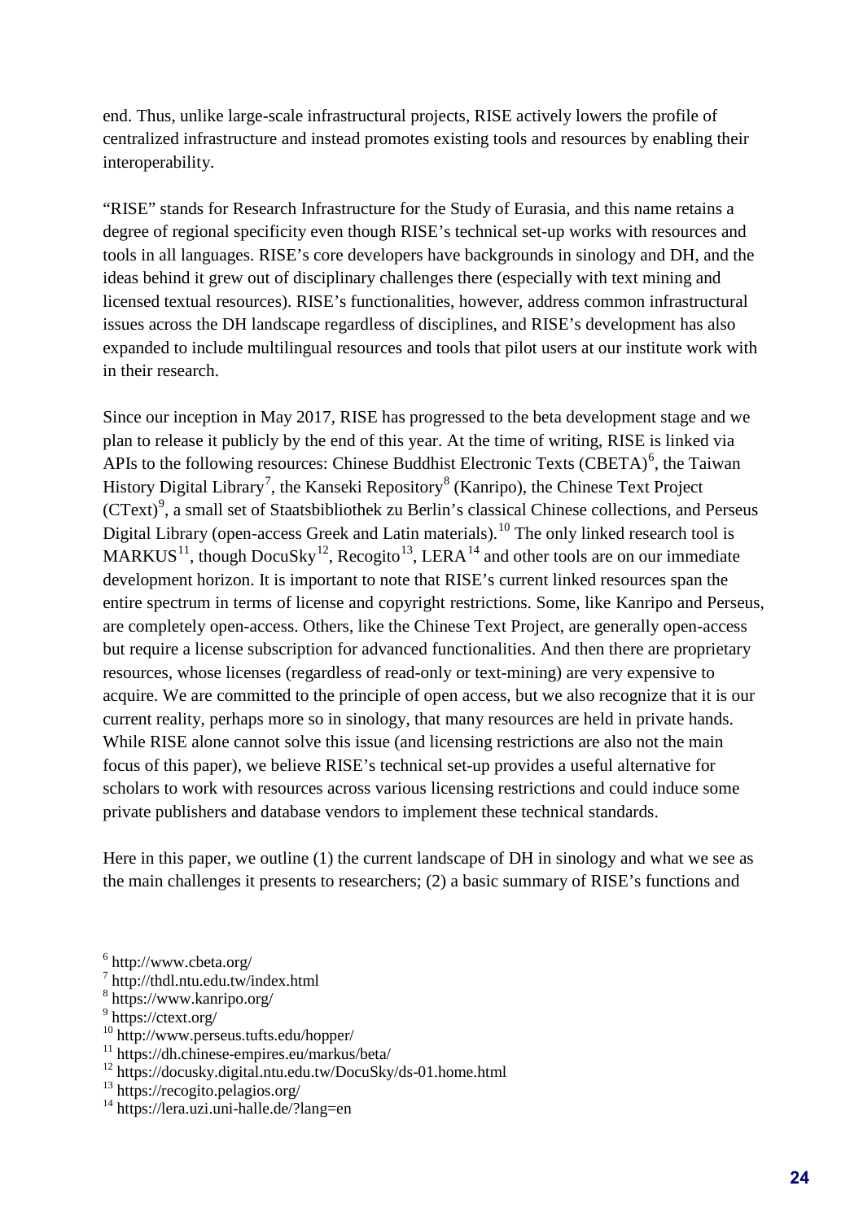end. Thus, unlike large-scale infrastructural projects, RISE actively lowers the profile of centralized infrastructure and instead promotes existing tools and resources by enabling their interoperability.

"RISE" stands for Research Infrastructure for the Study of Eurasia, and this name retains a degree of regional specificity even though RISE's technical set-up works with resources and tools in all languages. RISE's core developers have backgrounds in sinology and DH, and the ideas behind it grew out of disciplinary challenges there (especially with text mining and licensed textual resources). RISE's functionalities, however, address common infrastructural issues across the DH landscape regardless of disciplines, and RISE's development has also expanded to include multilingual resources and tools that pilot users at our institute work with in their research.

Since our inception in May 2017, RISE has progressed to the beta development stage and we plan to release it publicly by the end of this year. At the time of writing, RISE is linked via APIs to the following resources: Chinese Buddhist Electronic Texts (CBETA)[6], the Taiwan History Digital Library[7], the Kanseki Repository[8] (Kanripo), the Chinese Text Project (CText)[9], a small set of Staatsbibliothek zu Berlin's classical Chinese collections, and Perseus Digital Library (open-access Greek and Latin materials).[10] The only linked research tool is MARKUS[11], though DocuSky[12], Recogito[13], LERA[14] and other tools are on our immediate development horizon. It is important to note that RISE's current linked resources span the entire spectrum in terms of license and copyright restrictions. Some, like Kanripo and Perseus, are completely open-access. Others, like the Chinese Text Project, are generally open-access but require a license subscription for advanced functionalities. And then there are proprietary resources, whose licenses (regardless of read-only or text-mining) are very expensive to acquire. We are committed to the principle of open access, but we also recognize that it is our current reality, perhaps more so in sinology, that many resources are held in private hands. While RISE alone cannot solve this issue (and licensing restrictions are also not the main focus of this paper), we believe RISE's technical set-up provides a useful alternative for scholars to work with resources across various licensing restrictions and could induce some private publishers and database vendors to implement these technical standards.

Here in this paper, we outline (1) the current landscape of DH in sinology and what we see as the main challenges it presents to researchers; (2) a basic summary of RISE's functions and

[6] http://www.cbeta.org/
[7] http://thdl.ntu.edu.tw/index.html
[8] https://www.kanripo.org/
[9] https://ctext.org/
[10] http://www.perseus.tufts.edu/hopper/
[11] https://dh.chinese-empires.eu/markus/beta/
[12] https://docusky.digital.ntu.edu.tw/DocuSky/ds-01.home.html
[13] https://recogito.pelagios.org/
[14] https://lera.uzi.uni-halle.de/?lang=en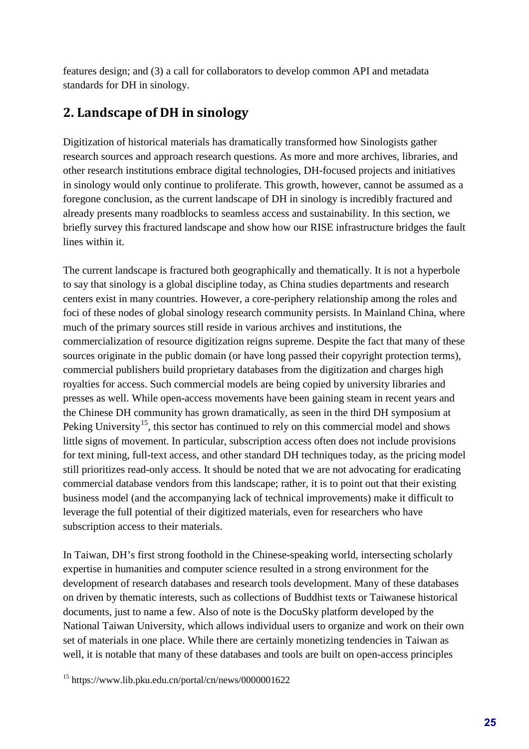features design; and (3) a call for collaborators to develop common API and metadata standards for DH in sinology.

## 2. Landscape of DH in sinology

Digitization of historical materials has dramatically transformed how Sinologists gather research sources and approach research questions. As more and more archives, libraries, and other research institutions embrace digital technologies, DH-focused projects and initiatives in sinology would only continue to proliferate. This growth, however, cannot be assumed as a foregone conclusion, as the current landscape of DH in sinology is incredibly fractured and already presents many roadblocks to seamless access and sustainability. In this section, we briefly survey this fractured landscape and show how our RISE infrastructure bridges the fault lines within it.

The current landscape is fractured both geographically and thematically. It is not a hyperbole to say that sinology is a global discipline today, as China studies departments and research centers exist in many countries. However, a core-periphery relationship among the roles and foci of these nodes of global sinology research community persists. In Mainland China, where much of the primary sources still reside in various archives and institutions, the commercialization of resource digitization reigns supreme. Despite the fact that many of these sources originate in the public domain (or have long passed their copyright protection terms), commercial publishers build proprietary databases from the digitization and charges high royalties for access. Such commercial models are being copied by university libraries and presses as well. While open-access movements have been gaining steam in recent years and the Chinese DH community has grown dramatically, as seen in the third DH symposium at Peking University[15], this sector has continued to rely on this commercial model and shows little signs of movement. In particular, subscription access often does not include provisions for text mining, full-text access, and other standard DH techniques today, as the pricing model still prioritizes read-only access. It should be noted that we are not advocating for eradicating commercial database vendors from this landscape; rather, it is to point out that their existing business model (and the accompanying lack of technical improvements) make it difficult to leverage the full potential of their digitized materials, even for researchers who have subscription access to their materials.

In Taiwan, DH's first strong foothold in the Chinese-speaking world, intersecting scholarly expertise in humanities and computer science resulted in a strong environment for the development of research databases and research tools development. Many of these databases on driven by thematic interests, such as collections of Buddhist texts or Taiwanese historical documents, just to name a few. Also of note is the DocuSky platform developed by the National Taiwan University, which allows individual users to organize and work on their own set of materials in one place. While there are certainly monetizing tendencies in Taiwan as well, it is notable that many of these databases and tools are built on open-access principles

[15] https://www.lib.pku.edu.cn/portal/cn/news/0000001622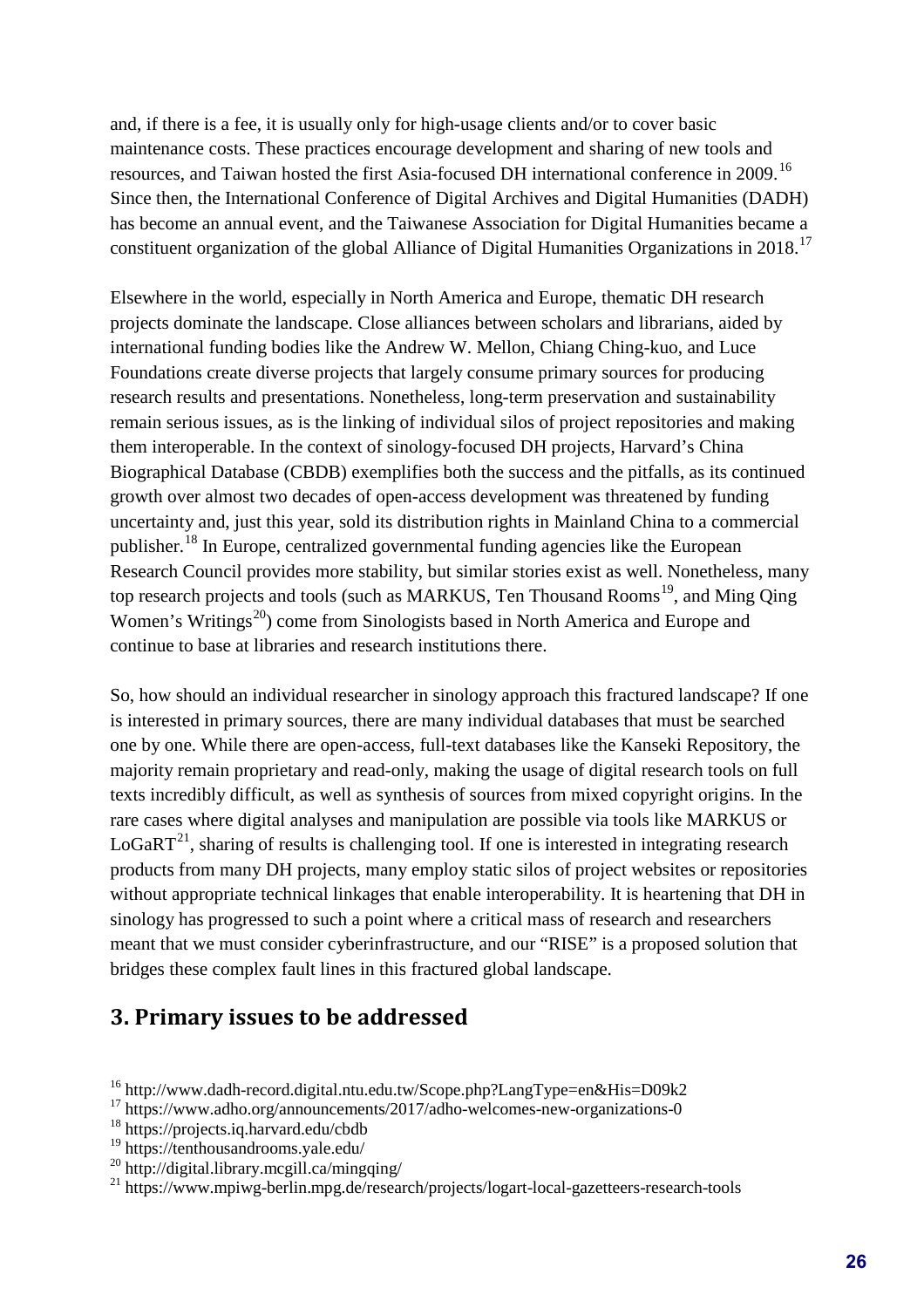and, if there is a fee, it is usually only for high-usage clients and/or to cover basic maintenance costs. These practices encourage development and sharing of new tools and resources, and Taiwan hosted the first Asia-focused DH international conference in 2009.[16] Since then, the International Conference of Digital Archives and Digital Humanities (DADH) has become an annual event, and the Taiwanese Association for Digital Humanities became a constituent organization of the global Alliance of Digital Humanities Organizations in 2018.[17]

Elsewhere in the world, especially in North America and Europe, thematic DH research projects dominate the landscape. Close alliances between scholars and librarians, aided by international funding bodies like the Andrew W. Mellon, Chiang Ching-kuo, and Luce Foundations create diverse projects that largely consume primary sources for producing research results and presentations. Nonetheless, long-term preservation and sustainability remain serious issues, as is the linking of individual silos of project repositories and making them interoperable. In the context of sinology-focused DH projects, Harvard's China Biographical Database (CBDB) exemplifies both the success and the pitfalls, as its continued growth over almost two decades of open-access development was threatened by funding uncertainty and, just this year, sold its distribution rights in Mainland China to a commercial publisher.[18] In Europe, centralized governmental funding agencies like the European Research Council provides more stability, but similar stories exist as well. Nonetheless, many top research projects and tools (such as MARKUS, Ten Thousand Rooms[19], and Ming Qing Women's Writings[20]) come from Sinologists based in North America and Europe and continue to base at libraries and research institutions there.

So, how should an individual researcher in sinology approach this fractured landscape? If one is interested in primary sources, there are many individual databases that must be searched one by one. While there are open-access, full-text databases like the Kanseki Repository, the majority remain proprietary and read-only, making the usage of digital research tools on full texts incredibly difficult, as well as synthesis of sources from mixed copyright origins. In the rare cases where digital analyses and manipulation are possible via tools like MARKUS or LoGaRT[21], sharing of results is challenging tool. If one is interested in integrating research products from many DH projects, many employ static silos of project websites or repositories without appropriate technical linkages that enable interoperability. It is heartening that DH in sinology has progressed to such a point where a critical mass of research and researchers meant that we must consider cyberinfrastructure, and our "RISE" is a proposed solution that bridges these complex fault lines in this fractured global landscape.

## 3. Primary issues to be addressed

[16] http://www.dadh-record.digital.ntu.edu.tw/Scope.php?LangType=en&His=D09k2

[17] https://www.adho.org/announcements/2017/adho-welcomes-new-organizations-0

[18] https://projects.iq.harvard.edu/cbdb

[19] https://tenthousandrooms.yale.edu/

[20] http://digital.library.mcgill.ca/mingqing/

[21] https://www.mpiwg-berlin.mpg.de/research/projects/logart-local-gazetteers-research-tools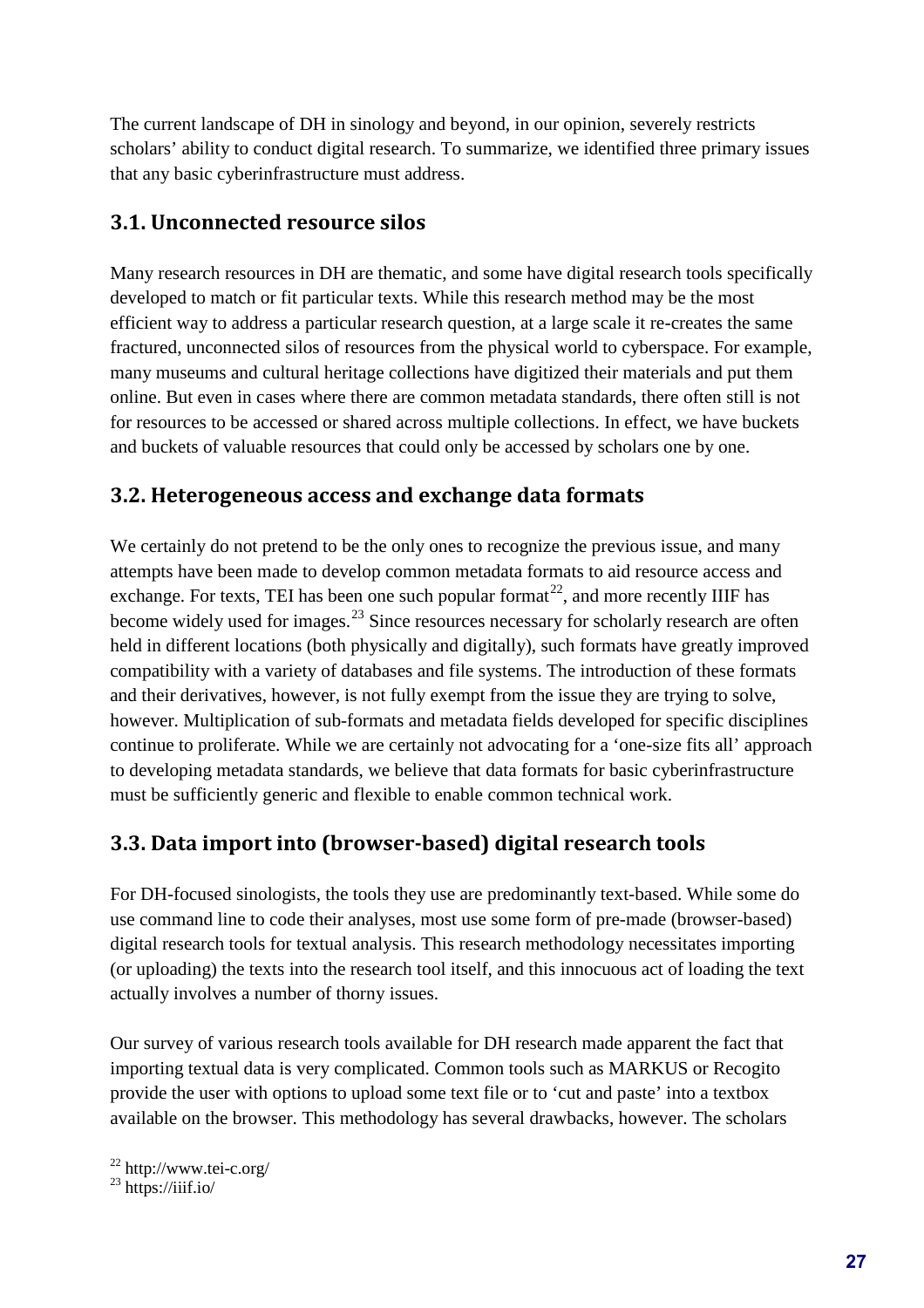The current landscape of DH in sinology and beyond, in our opinion, severely restricts scholars' ability to conduct digital research. To summarize, we identified three primary issues that any basic cyberinfrastructure must address.

## 3.1. Unconnected resource silos

Many research resources in DH are thematic, and some have digital research tools specifically developed to match or fit particular texts. While this research method may be the most efficient way to address a particular research question, at a large scale it re-creates the same fractured, unconnected silos of resources from the physical world to cyberspace. For example, many museums and cultural heritage collections have digitized their materials and put them online. But even in cases where there are common metadata standards, there often still is not for resources to be accessed or shared across multiple collections. In effect, we have buckets and buckets of valuable resources that could only be accessed by scholars one by one.

## 3.2. Heterogeneous access and exchange data formats

We certainly do not pretend to be the only ones to recognize the previous issue, and many attempts have been made to develop common metadata formats to aid resource access and exchange. For texts, TEI has been one such popular format[22], and more recently IIIF has become widely used for images.[23] Since resources necessary for scholarly research are often held in different locations (both physically and digitally), such formats have greatly improved compatibility with a variety of databases and file systems. The introduction of these formats and their derivatives, however, is not fully exempt from the issue they are trying to solve, however. Multiplication of sub-formats and metadata fields developed for specific disciplines continue to proliferate. While we are certainly not advocating for a 'one-size fits all' approach to developing metadata standards, we believe that data formats for basic cyberinfrastructure must be sufficiently generic and flexible to enable common technical work.

## 3.3. Data import into (browser-based) digital research tools

For DH-focused sinologists, the tools they use are predominantly text-based. While some do use command line to code their analyses, most use some form of pre-made (browser-based) digital research tools for textual analysis. This research methodology necessitates importing (or uploading) the texts into the research tool itself, and this innocuous act of loading the text actually involves a number of thorny issues.

Our survey of various research tools available for DH research made apparent the fact that importing textual data is very complicated. Common tools such as MARKUS or Recogito provide the user with options to upload some text file or to 'cut and paste' into a textbox available on the browser. This methodology has several drawbacks, however. The scholars

[22] http://www.tei-c.org/

[23] https://iiif.io/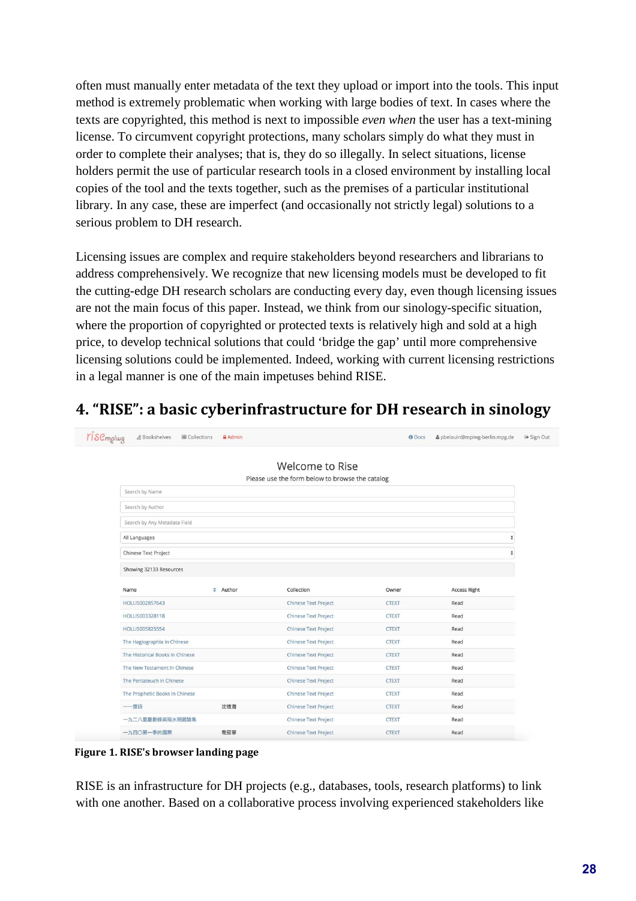often must manually enter metadata of the text they upload or import into the tools. This input method is extremely problematic when working with large bodies of text. In cases where the texts are copyrighted, this method is next to impossible *even when* the user has a text-mining license. To circumvent copyright protections, many scholars simply do what they must in order to complete their analyses; that is, they do so illegally. In select situations, license holders permit the use of particular research tools in a closed environment by installing local copies of the tool and the texts together, such as the premises of a particular institutional library. In any case, these are imperfect (and occasionally not strictly legal) solutions to a serious problem to DH research.

Licensing issues are complex and require stakeholders beyond researchers and librarians to address comprehensively. We recognize that new licensing models must be developed to fit the cutting-edge DH research scholars are conducting every day, even though licensing issues are not the main focus of this paper. Instead, we think from our sinology-specific situation, where the proportion of copyrighted or protected texts is relatively high and sold at a high price, to develop technical solutions that could 'bridge the gap' until more comprehensive licensing solutions could be implemented. Indeed, working with current licensing restrictions in a legal manner is one of the main impetuses behind RISE.

## 4. "RISE": a basic cyberinfrastructure for DH research in sinology

**Figure 1. RISE's browser landing page**

RISE is an infrastructure for DH projects (e.g., databases, tools, research platforms) to link with one another. Based on a collaborative process involving experienced stakeholders like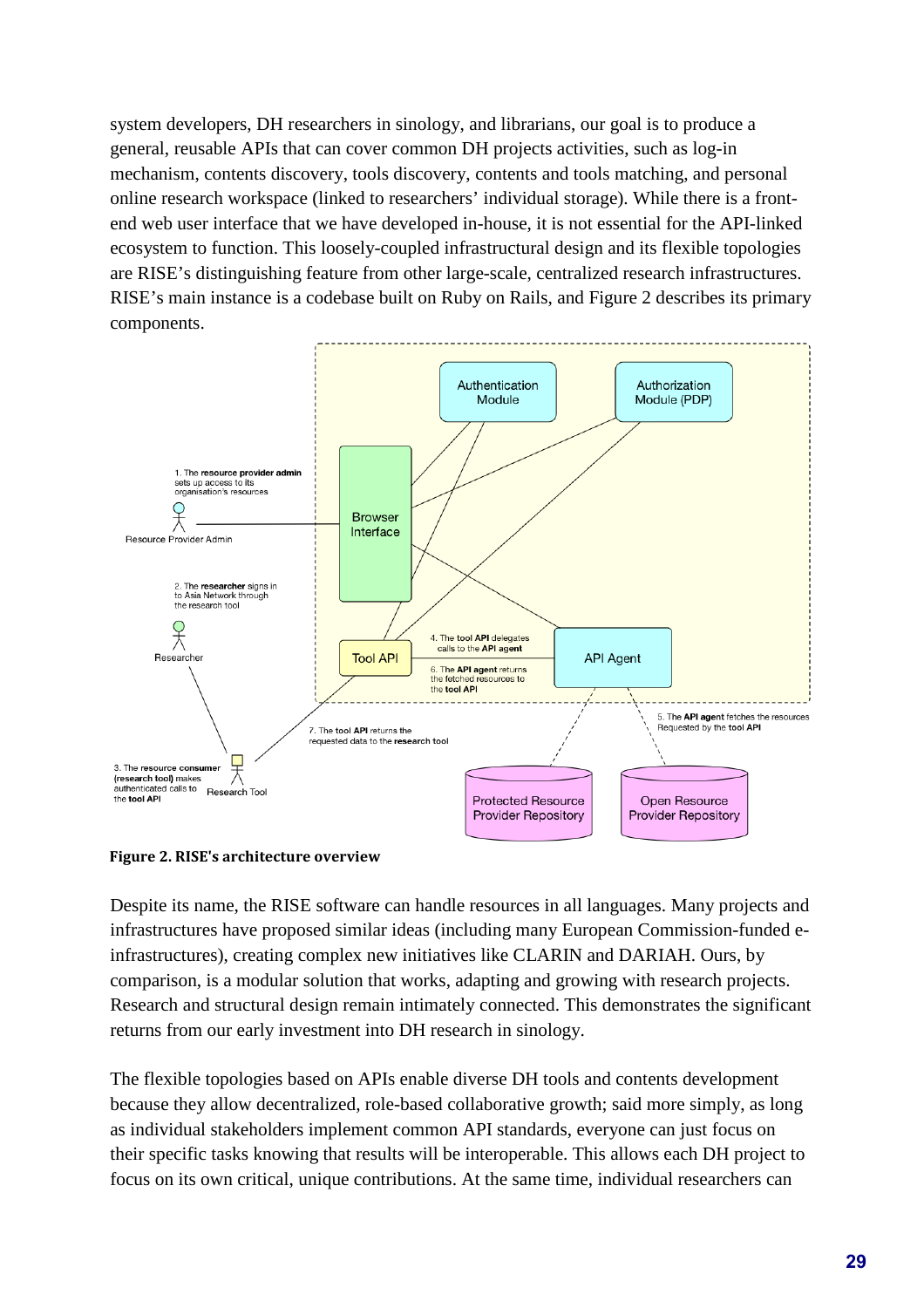system developers, DH researchers in sinology, and librarians, our goal is to produce a general, reusable APIs that can cover common DH projects activities, such as log-in mechanism, contents discovery, tools discovery, contents and tools matching, and personal online research workspace (linked to researchers' individual storage). While there is a front-end web user interface that we have developed in-house, it is not essential for the API-linked ecosystem to function. This loosely-coupled infrastructural design and its flexible topologies are RISE's distinguishing feature from other large-scale, centralized research infrastructures. RISE's main instance is a codebase built on Ruby on Rails, and Figure 2 describes its primary components.

**Figure 2. RISE's architecture overview**

Despite its name, the RISE software can handle resources in all languages. Many projects and infrastructures have proposed similar ideas (including many European Commission-funded e-infrastructures), creating complex new initiatives like CLARIN and DARIAH. Ours, by comparison, is a modular solution that works, adapting and growing with research projects. Research and structural design remain intimately connected. This demonstrates the significant returns from our early investment into DH research in sinology.

The flexible topologies based on APIs enable diverse DH tools and contents development because they allow decentralized, role-based collaborative growth; said more simply, as long as individual stakeholders implement common API standards, everyone can just focus on their specific tasks knowing that results will be interoperable. This allows each DH project to focus on its own critical, unique contributions. At the same time, individual researchers can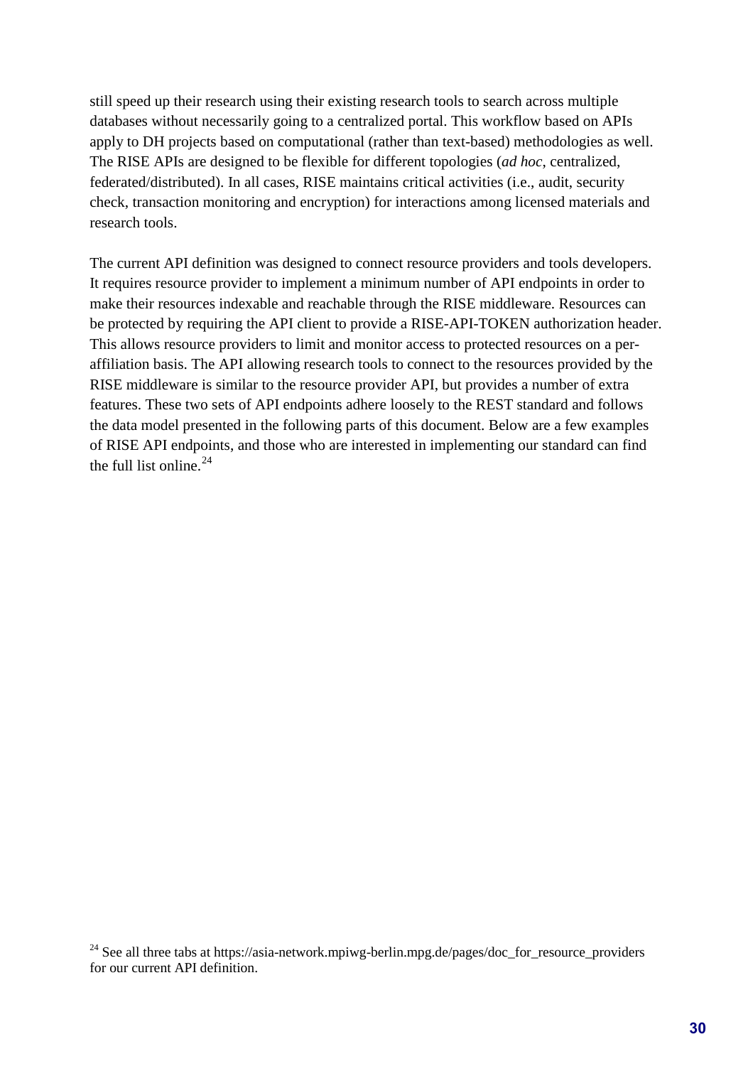still speed up their research using their existing research tools to search across multiple databases without necessarily going to a centralized portal. This workflow based on APIs apply to DH projects based on computational (rather than text-based) methodologies as well. The RISE APIs are designed to be flexible for different topologies (*ad hoc*, centralized, federated/distributed). In all cases, RISE maintains critical activities (i.e., audit, security check, transaction monitoring and encryption) for interactions among licensed materials and research tools.

The current API definition was designed to connect resource providers and tools developers. It requires resource provider to implement a minimum number of API endpoints in order to make their resources indexable and reachable through the RISE middleware. Resources can be protected by requiring the API client to provide a RISE-API-TOKEN authorization header. This allows resource providers to limit and monitor access to protected resources on a per-affiliation basis. The API allowing research tools to connect to the resources provided by the RISE middleware is similar to the resource provider API, but provides a number of extra features. These two sets of API endpoints adhere loosely to the REST standard and follows the data model presented in the following parts of this document. Below are a few examples of RISE API endpoints, and those who are interested in implementing our standard can find the full list online.[24]

[24] See all three tabs at https://asia-network.mpiwg-berlin.mpg.de/pages/doc_for_resource_providers for our current API definition.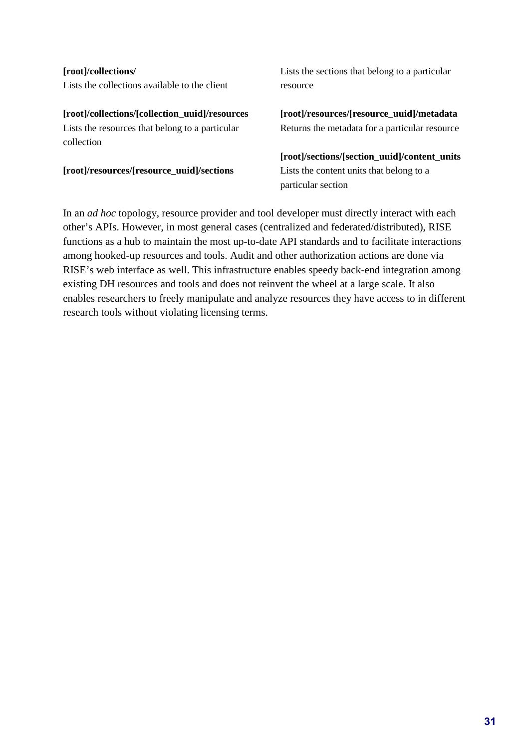**[root]/collections/**
Lists the collections available to the client

**[root]/collections/[collection_uuid]/resources**
Lists the resources that belong to a particular collection

**[root]/resources/[resource_uuid]/sections**
Lists the sections that belong to a particular resource

**[root]/resources/[resource_uuid]/metadata**
Returns the metadata for a particular resource

**[root]/sections/[section_uuid]/content_units**
Lists the content units that belong to a particular section

In an *ad hoc* topology, resource provider and tool developer must directly interact with each other's APIs. However, in most general cases (centralized and federated/distributed), RISE functions as a hub to maintain the most up-to-date API standards and to facilitate interactions among hooked-up resources and tools. Audit and other authorization actions are done via RISE's web interface as well. This infrastructure enables speedy back-end integration among existing DH resources and tools and does not reinvent the wheel at a large scale. It also enables researchers to freely manipulate and analyze resources they have access to in different research tools without violating licensing terms.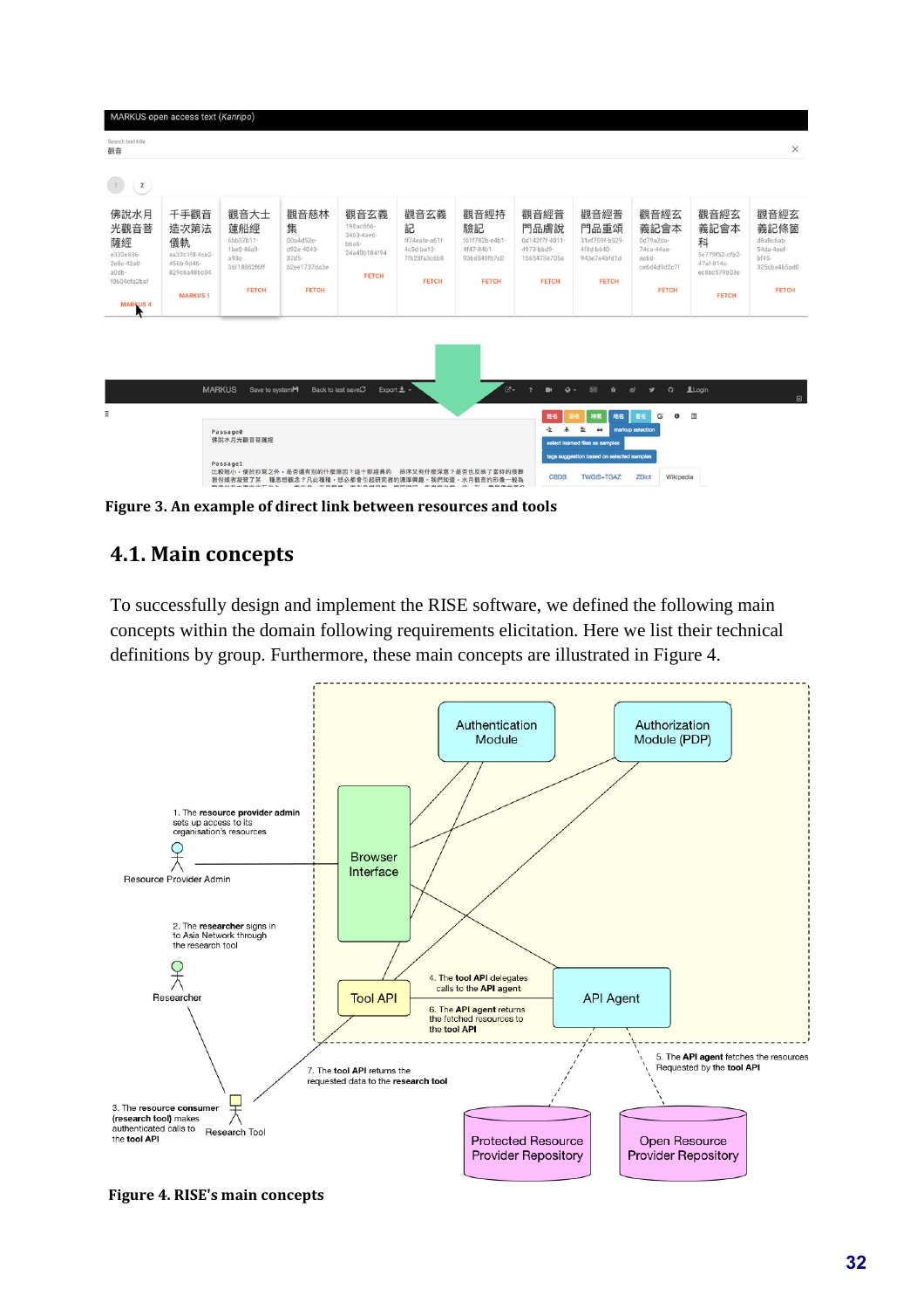Figure 3. An example of direct link between resources and tools

## 4.1. Main concepts

To successfully design and implement the RISE software, we defined the following main concepts within the domain following requirements elicitation. Here we list their technical definitions by group. Furthermore, these main concepts are illustrated in Figure 4.

Figure 4. RISE's main concepts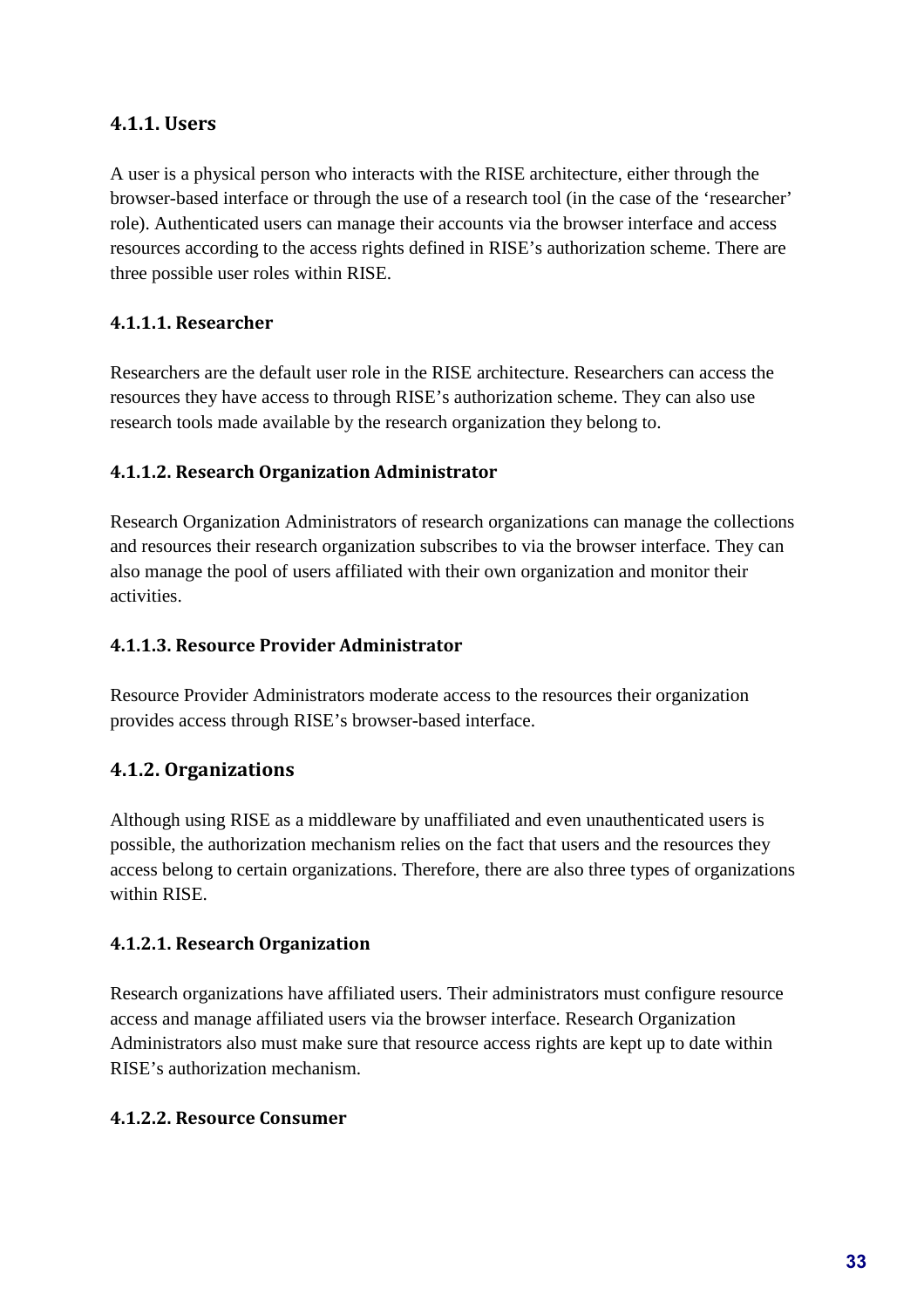### 4.1.1. Users

A user is a physical person who interacts with the RISE architecture, either through the browser-based interface or through the use of a research tool (in the case of the 'researcher' role). Authenticated users can manage their accounts via the browser interface and access resources according to the access rights defined in RISE's authorization scheme. There are three possible user roles within RISE.

#### 4.1.1.1. Researcher

Researchers are the default user role in the RISE architecture. Researchers can access the resources they have access to through RISE's authorization scheme. They can also use research tools made available by the research organization they belong to.

#### 4.1.1.2. Research Organization Administrator

Research Organization Administrators of research organizations can manage the collections and resources their research organization subscribes to via the browser interface. They can also manage the pool of users affiliated with their own organization and monitor their activities.

#### 4.1.1.3. Resource Provider Administrator

Resource Provider Administrators moderate access to the resources their organization provides access through RISE's browser-based interface.

### 4.1.2. Organizations

Although using RISE as a middleware by unaffiliated and even unauthenticated users is possible, the authorization mechanism relies on the fact that users and the resources they access belong to certain organizations. Therefore, there are also three types of organizations within RISE.

#### 4.1.2.1. Research Organization

Research organizations have affiliated users. Their administrators must configure resource access and manage affiliated users via the browser interface. Research Organization Administrators also must make sure that resource access rights are kept up to date within RISE's authorization mechanism.

#### 4.1.2.2. Resource Consumer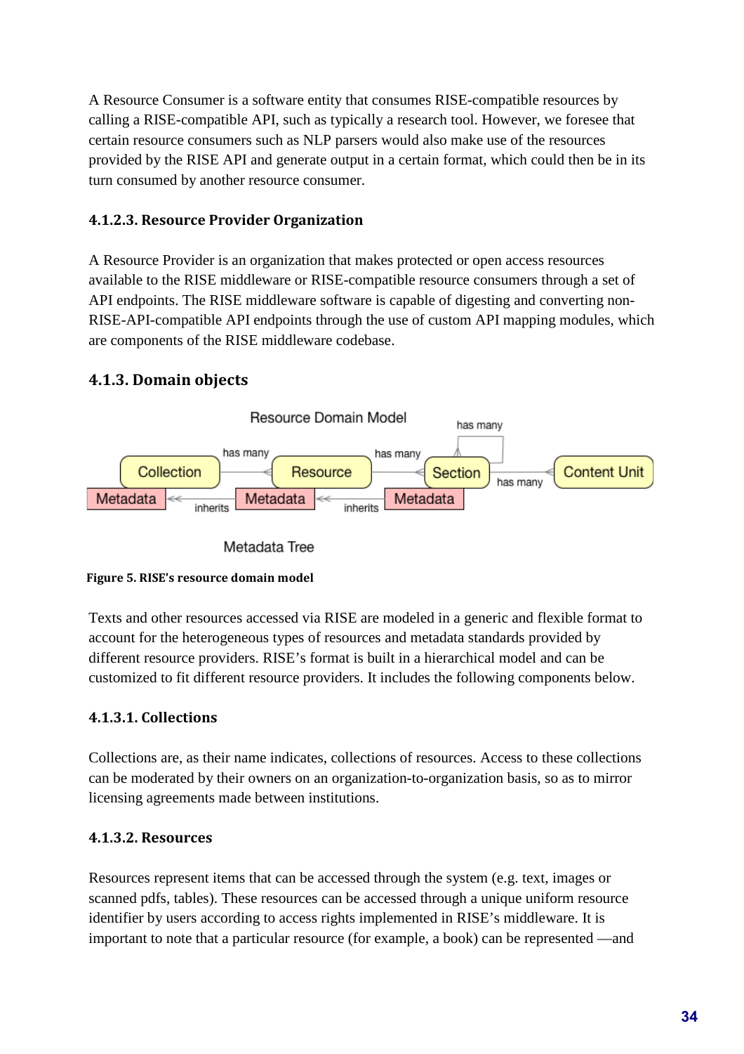A Resource Consumer is a software entity that consumes RISE-compatible resources by calling a RISE-compatible API, such as typically a research tool. However, we foresee that certain resource consumers such as NLP parsers would also make use of the resources provided by the RISE API and generate output in a certain format, which could then be in its turn consumed by another resource consumer.

#### 4.1.2.3. Resource Provider Organization

A Resource Provider is an organization that makes protected or open access resources available to the RISE middleware or RISE-compatible resource consumers through a set of API endpoints. The RISE middleware software is capable of digesting and converting non-RISE-API-compatible API endpoints through the use of custom API mapping modules, which are components of the RISE middleware codebase.

### 4.1.3. Domain objects

**Figure 5. RISE's resource domain model**

Texts and other resources accessed via RISE are modeled in a generic and flexible format to account for the heterogeneous types of resources and metadata standards provided by different resource providers. RISE's format is built in a hierarchical model and can be customized to fit different resource providers. It includes the following components below.

#### 4.1.3.1. Collections

Collections are, as their name indicates, collections of resources. Access to these collections can be moderated by their owners on an organization-to-organization basis, so as to mirror licensing agreements made between institutions.

#### 4.1.3.2. Resources

Resources represent items that can be accessed through the system (e.g. text, images or scanned pdfs, tables). These resources can be accessed through a unique uniform resource identifier by users according to access rights implemented in RISE's middleware. It is important to note that a particular resource (for example, a book) can be represented —and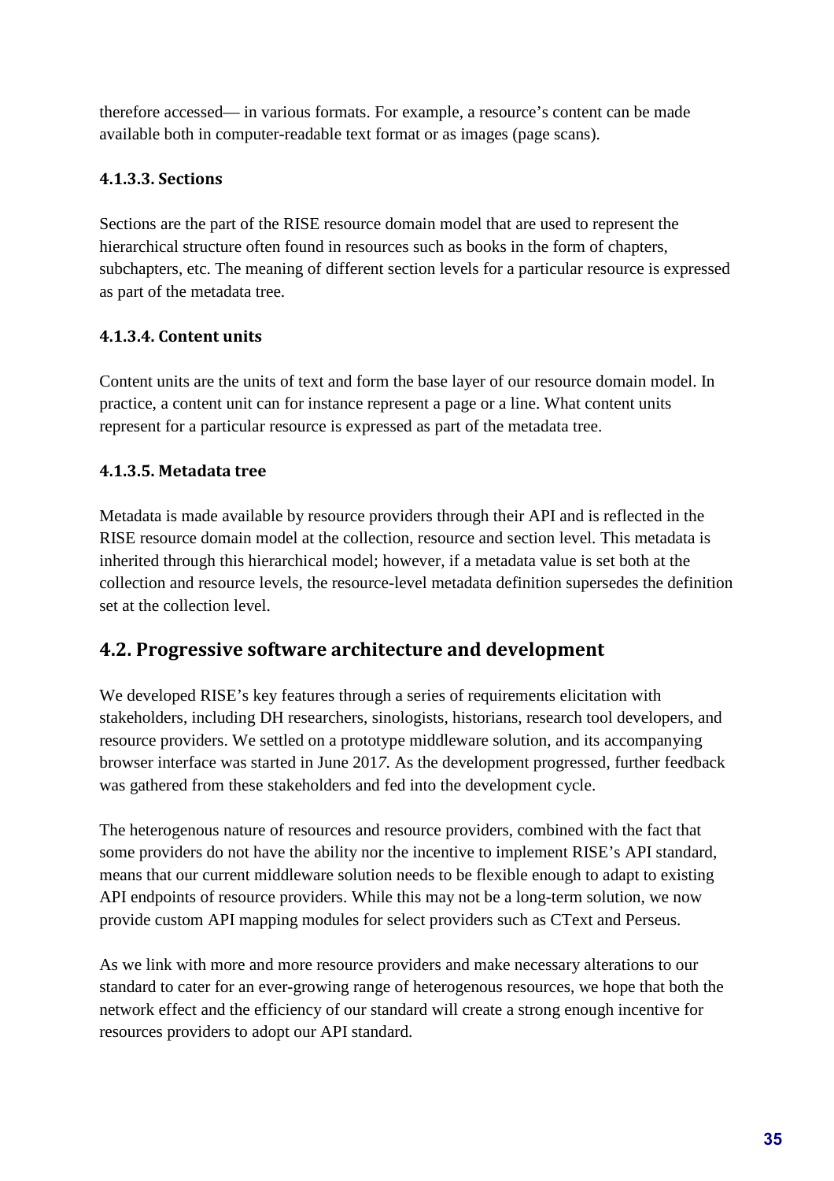therefore accessed— in various formats. For example, a resource's content can be made available both in computer-readable text format or as images (page scans).

#### 4.1.3.3. Sections

Sections are the part of the RISE resource domain model that are used to represent the hierarchical structure often found in resources such as books in the form of chapters, subchapters, etc. The meaning of different section levels for a particular resource is expressed as part of the metadata tree.

#### 4.1.3.4. Content units

Content units are the units of text and form the base layer of our resource domain model. In practice, a content unit can for instance represent a page or a line. What content units represent for a particular resource is expressed as part of the metadata tree.

#### 4.1.3.5. Metadata tree

Metadata is made available by resource providers through their API and is reflected in the RISE resource domain model at the collection, resource and section level. This metadata is inherited through this hierarchical model; however, if a metadata value is set both at the collection and resource levels, the resource-level metadata definition supersedes the definition set at the collection level.

## 4.2. Progressive software architecture and development

We developed RISE's key features through a series of requirements elicitation with stakeholders, including DH researchers, sinologists, historians, research tool developers, and resource providers. We settled on a prototype middleware solution, and its accompanying browser interface was started in June 2017. As the development progressed, further feedback was gathered from these stakeholders and fed into the development cycle.

The heterogenous nature of resources and resource providers, combined with the fact that some providers do not have the ability nor the incentive to implement RISE's API standard, means that our current middleware solution needs to be flexible enough to adapt to existing API endpoints of resource providers. While this may not be a long-term solution, we now provide custom API mapping modules for select providers such as CText and Perseus.

As we link with more and more resource providers and make necessary alterations to our standard to cater for an ever-growing range of heterogenous resources, we hope that both the network effect and the efficiency of our standard will create a strong enough incentive for resources providers to adopt our API standard.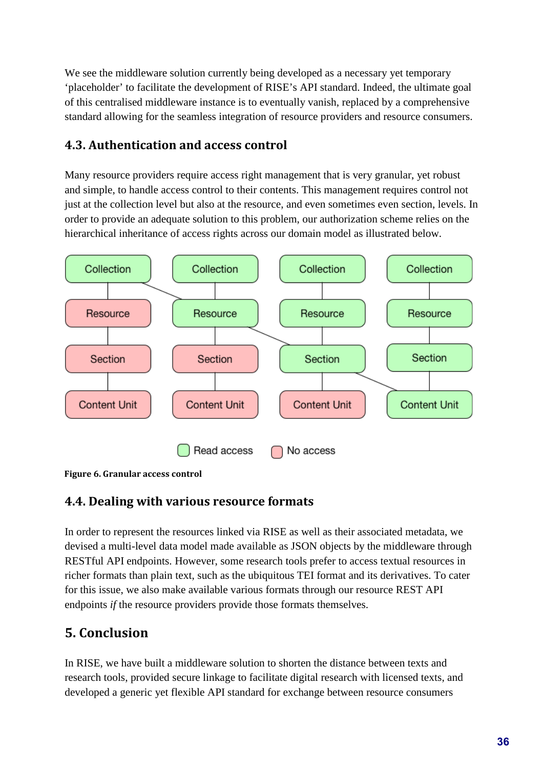We see the middleware solution currently being developed as a necessary yet temporary 'placeholder' to facilitate the development of RISE's API standard. Indeed, the ultimate goal of this centralised middleware instance is to eventually vanish, replaced by a comprehensive standard allowing for the seamless integration of resource providers and resource consumers.

## 4.3. Authentication and access control

Many resource providers require access right management that is very granular, yet robust and simple, to handle access control to their contents. This management requires control not just at the collection level but also at the resource, and even sometimes even section, levels. In order to provide an adequate solution to this problem, our authorization scheme relies on the hierarchical inheritance of access rights across our domain model as illustrated below.

**Figure 6. Granular access control**

## 4.4. Dealing with various resource formats

In order to represent the resources linked via RISE as well as their associated metadata, we devised a multi-level data model made available as JSON objects by the middleware through RESTful API endpoints. However, some research tools prefer to access textual resources in richer formats than plain text, such as the ubiquitous TEI format and its derivatives. To cater for this issue, we also make available various formats through our resource REST API endpoints *if* the resource providers provide those formats themselves.

## 5. Conclusion

In RISE, we have built a middleware solution to shorten the distance between texts and research tools, provided secure linkage to facilitate digital research with licensed texts, and developed a generic yet flexible API standard for exchange between resource consumers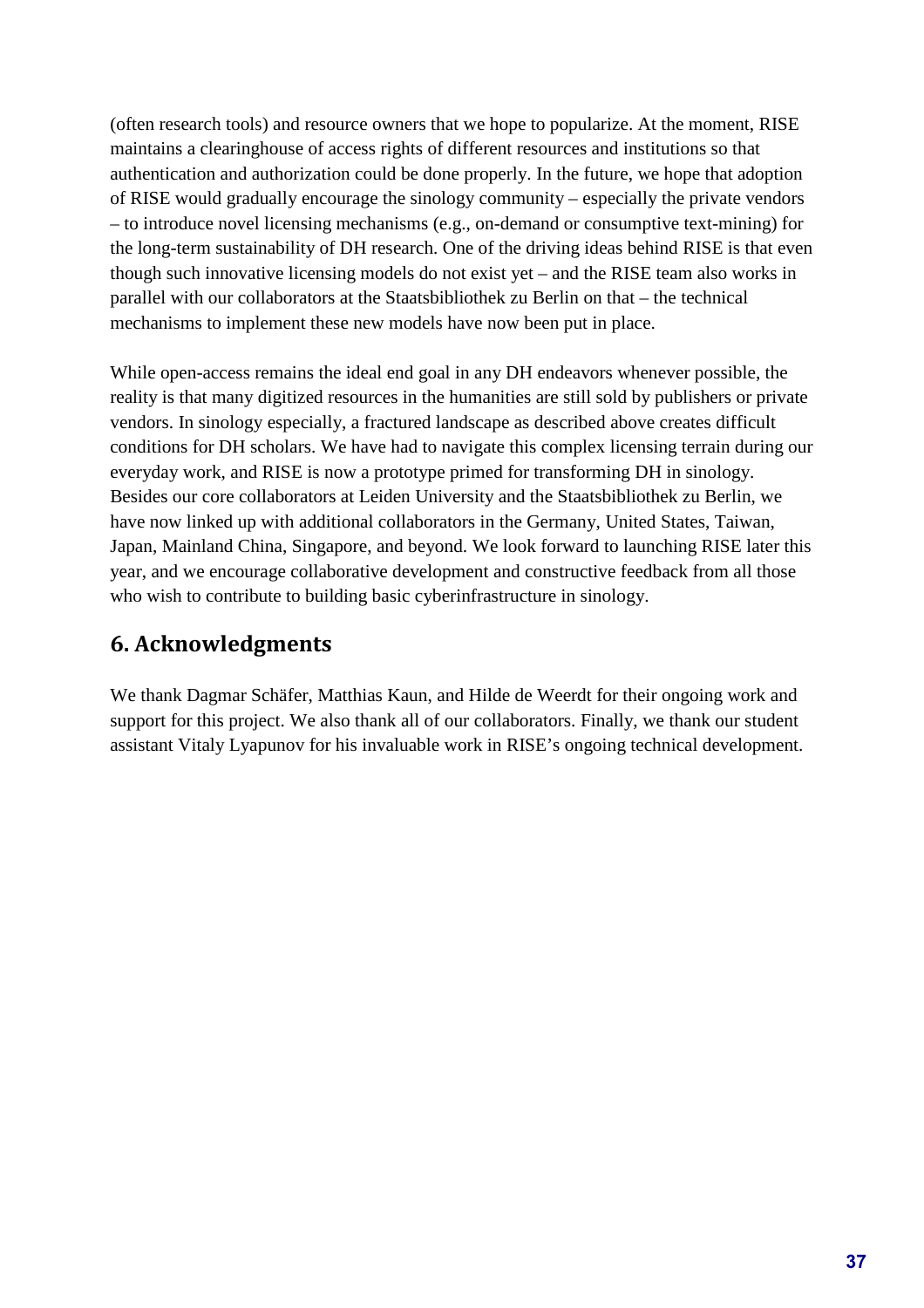(often research tools) and resource owners that we hope to popularize. At the moment, RISE maintains a clearinghouse of access rights of different resources and institutions so that authentication and authorization could be done properly. In the future, we hope that adoption of RISE would gradually encourage the sinology community – especially the private vendors – to introduce novel licensing mechanisms (e.g., on-demand or consumptive text-mining) for the long-term sustainability of DH research. One of the driving ideas behind RISE is that even though such innovative licensing models do not exist yet – and the RISE team also works in parallel with our collaborators at the Staatsbibliothek zu Berlin on that – the technical mechanisms to implement these new models have now been put in place.

While open-access remains the ideal end goal in any DH endeavors whenever possible, the reality is that many digitized resources in the humanities are still sold by publishers or private vendors. In sinology especially, a fractured landscape as described above creates difficult conditions for DH scholars. We have had to navigate this complex licensing terrain during our everyday work, and RISE is now a prototype primed for transforming DH in sinology. Besides our core collaborators at Leiden University and the Staatsbibliothek zu Berlin, we have now linked up with additional collaborators in the Germany, United States, Taiwan, Japan, Mainland China, Singapore, and beyond. We look forward to launching RISE later this year, and we encourage collaborative development and constructive feedback from all those who wish to contribute to building basic cyberinfrastructure in sinology.

## 6. Acknowledgments

We thank Dagmar Schäfer, Matthias Kaun, and Hilde de Weerdt for their ongoing work and support for this project. We also thank all of our collaborators. Finally, we thank our student assistant Vitaly Lyapunov for his invaluable work in RISE's ongoing technical development.